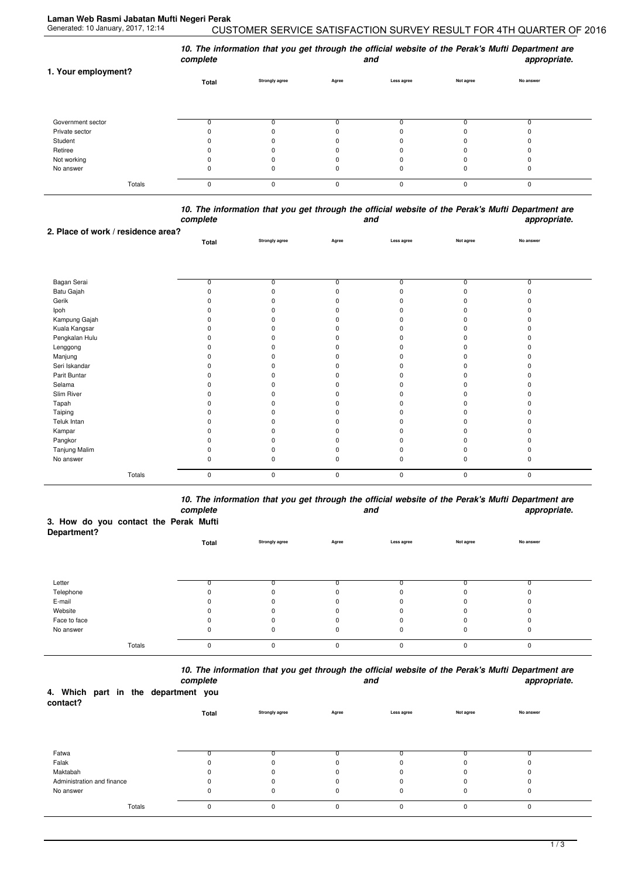**Laman Web Rasmi Jabatan Mufti Negeri Perak**
Generated: 10 January, 2017, 12:14

# CUSTOMER SERVICE SATISFACTION SURVEY RESULT FOR 4TH QUARTER OF 2016

***10. The information that you get through the official website of the Perak's Mufti Department are complete and appropriate.***

## 1. Your employment?

| | Total | Strongly agree | Agree | Less agree | Not agree | No answer |
|---|---|---|---|---|---|---|
| Government sector | 0 | 0 | 0 | 0 | 0 | 0 |
| Private sector | 0 | 0 | 0 | 0 | 0 | 0 |
| Student | 0 | 0 | 0 | 0 | 0 | 0 |
| Retiree | 0 | 0 | 0 | 0 | 0 | 0 |
| Not working | 0 | 0 | 0 | 0 | 0 | 0 |
| No answer | 0 | 0 | 0 | 0 | 0 | 0 |
| Totals | 0 | 0 | 0 | 0 | 0 | 0 |

***10. The information that you get through the official website of the Perak's Mufti Department are complete and appropriate.***

## 2. Place of work / residence area?

| | Total | Strongly agree | Agree | Less agree | Not agree | No answer |
|---|---|---|---|---|---|---|
| Bagan Serai | 0 | 0 | 0 | 0 | 0 | 0 |
| Batu Gajah | 0 | 0 | 0 | 0 | 0 | 0 |
| Gerik | 0 | 0 | 0 | 0 | 0 | 0 |
| Ipoh | 0 | 0 | 0 | 0 | 0 | 0 |
| Kampung Gajah | 0 | 0 | 0 | 0 | 0 | 0 |
| Kuala Kangsar | 0 | 0 | 0 | 0 | 0 | 0 |
| Pengkalan Hulu | 0 | 0 | 0 | 0 | 0 | 0 |
| Lenggong | 0 | 0 | 0 | 0 | 0 | 0 |
| Manjung | 0 | 0 | 0 | 0 | 0 | 0 |
| Seri Iskandar | 0 | 0 | 0 | 0 | 0 | 0 |
| Parit Buntar | 0 | 0 | 0 | 0 | 0 | 0 |
| Selama | 0 | 0 | 0 | 0 | 0 | 0 |
| Slim River | 0 | 0 | 0 | 0 | 0 | 0 |
| Tapah | 0 | 0 | 0 | 0 | 0 | 0 |
| Taiping | 0 | 0 | 0 | 0 | 0 | 0 |
| Teluk Intan | 0 | 0 | 0 | 0 | 0 | 0 |
| Kampar | 0 | 0 | 0 | 0 | 0 | 0 |
| Pangkor | 0 | 0 | 0 | 0 | 0 | 0 |
| Tanjung Malim | 0 | 0 | 0 | 0 | 0 | 0 |
| No answer | 0 | 0 | 0 | 0 | 0 | 0 |
| Totals | 0 | 0 | 0 | 0 | 0 | 0 |

***10. The information that you get through the official website of the Perak's Mufti Department are complete and appropriate.***

## 3. How do you contact the Perak Mufti Department?

| | Total | Strongly agree | Agree | Less agree | Not agree | No answer |
|---|---|---|---|---|---|---|
| Letter | 0 | 0 | 0 | 0 | 0 | 0 |
| Telephone | 0 | 0 | 0 | 0 | 0 | 0 |
| E-mail | 0 | 0 | 0 | 0 | 0 | 0 |
| Website | 0 | 0 | 0 | 0 | 0 | 0 |
| Face to face | 0 | 0 | 0 | 0 | 0 | 0 |
| No answer | 0 | 0 | 0 | 0 | 0 | 0 |
| Totals | 0 | 0 | 0 | 0 | 0 | 0 |

***10. The information that you get through the official website of the Perak's Mufti Department are complete and appropriate.***

## 4. Which part in the department you contact?

| | Total | Strongly agree | Agree | Less agree | Not agree | No answer |
|---|---|---|---|---|---|---|
| Fatwa | 0 | 0 | 0 | 0 | 0 | 0 |
| Falak | 0 | 0 | 0 | 0 | 0 | 0 |
| Maktabah | 0 | 0 | 0 | 0 | 0 | 0 |
| Administration and finance | 0 | 0 | 0 | 0 | 0 | 0 |
| No answer | 0 | 0 | 0 | 0 | 0 | 0 |
| Totals | 0 | 0 | 0 | 0 | 0 | 0 |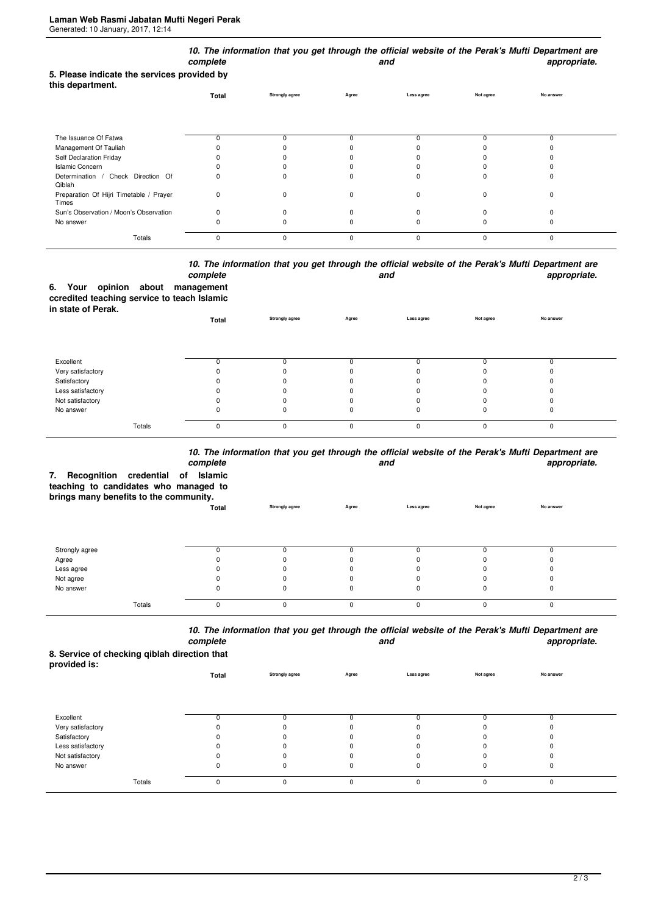### 5. Please indicate the services provided by this department.

*10. The information that you get through the official website of the Perak's Mufti Department are complete and appropriate.*

| | Total | Strongly agree | Agree | Less agree | Not agree | No answer |
|---|---|---|---|---|---|---|
| The Issuance Of Fatwa | 0 | 0 | 0 | 0 | 0 | 0 |
| Management Of Tauliah | 0 | 0 | 0 | 0 | 0 | 0 |
| Self Declaration Friday | 0 | 0 | 0 | 0 | 0 | 0 |
| Islamic Concern | 0 | 0 | 0 | 0 | 0 | 0 |
| Determination / Check Direction Of Qiblah | 0 | 0 | 0 | 0 | 0 | 0 |
| Preparation Of Hijri Timetable / Prayer Times | 0 | 0 | 0 | 0 | 0 | 0 |
| Sun's Observation / Moon's Observation | 0 | 0 | 0 | 0 | 0 | 0 |
| No answer | 0 | 0 | 0 | 0 | 0 | 0 |
| Totals | 0 | 0 | 0 | 0 | 0 | 0 |

### 6. Your opinion about management ccredited teaching service to teach Islamic in state of Perak.

*10. The information that you get through the official website of the Perak's Mufti Department are complete and appropriate.*

| | Total | Strongly agree | Agree | Less agree | Not agree | No answer |
|---|---|---|---|---|---|---|
| Excellent | 0 | 0 | 0 | 0 | 0 | 0 |
| Very satisfactory | 0 | 0 | 0 | 0 | 0 | 0 |
| Satisfactory | 0 | 0 | 0 | 0 | 0 | 0 |
| Less satisfactory | 0 | 0 | 0 | 0 | 0 | 0 |
| Not satisfactory | 0 | 0 | 0 | 0 | 0 | 0 |
| No answer | 0 | 0 | 0 | 0 | 0 | 0 |
| Totals | 0 | 0 | 0 | 0 | 0 | 0 |

### 7. Recognition credential of Islamic teaching to candidates who managed to brings many benefits to the community.

*10. The information that you get through the official website of the Perak's Mufti Department are complete and appropriate.*

| | Total | Strongly agree | Agree | Less agree | Not agree | No answer |
|---|---|---|---|---|---|---|
| Strongly agree | 0 | 0 | 0 | 0 | 0 | 0 |
| Agree | 0 | 0 | 0 | 0 | 0 | 0 |
| Less agree | 0 | 0 | 0 | 0 | 0 | 0 |
| Not agree | 0 | 0 | 0 | 0 | 0 | 0 |
| No answer | 0 | 0 | 0 | 0 | 0 | 0 |
| Totals | 0 | 0 | 0 | 0 | 0 | 0 |

### 8. Service of checking qiblah direction that provided is:

*10. The information that you get through the official website of the Perak's Mufti Department are complete and appropriate.*

| | Total | Strongly agree | Agree | Less agree | Not agree | No answer |
|---|---|---|---|---|---|---|
| Excellent | 0 | 0 | 0 | 0 | 0 | 0 |
| Very satisfactory | 0 | 0 | 0 | 0 | 0 | 0 |
| Satisfactory | 0 | 0 | 0 | 0 | 0 | 0 |
| Less satisfactory | 0 | 0 | 0 | 0 | 0 | 0 |
| Not satisfactory | 0 | 0 | 0 | 0 | 0 | 0 |
| No answer | 0 | 0 | 0 | 0 | 0 | 0 |
| Totals | 0 | 0 | 0 | 0 | 0 | 0 |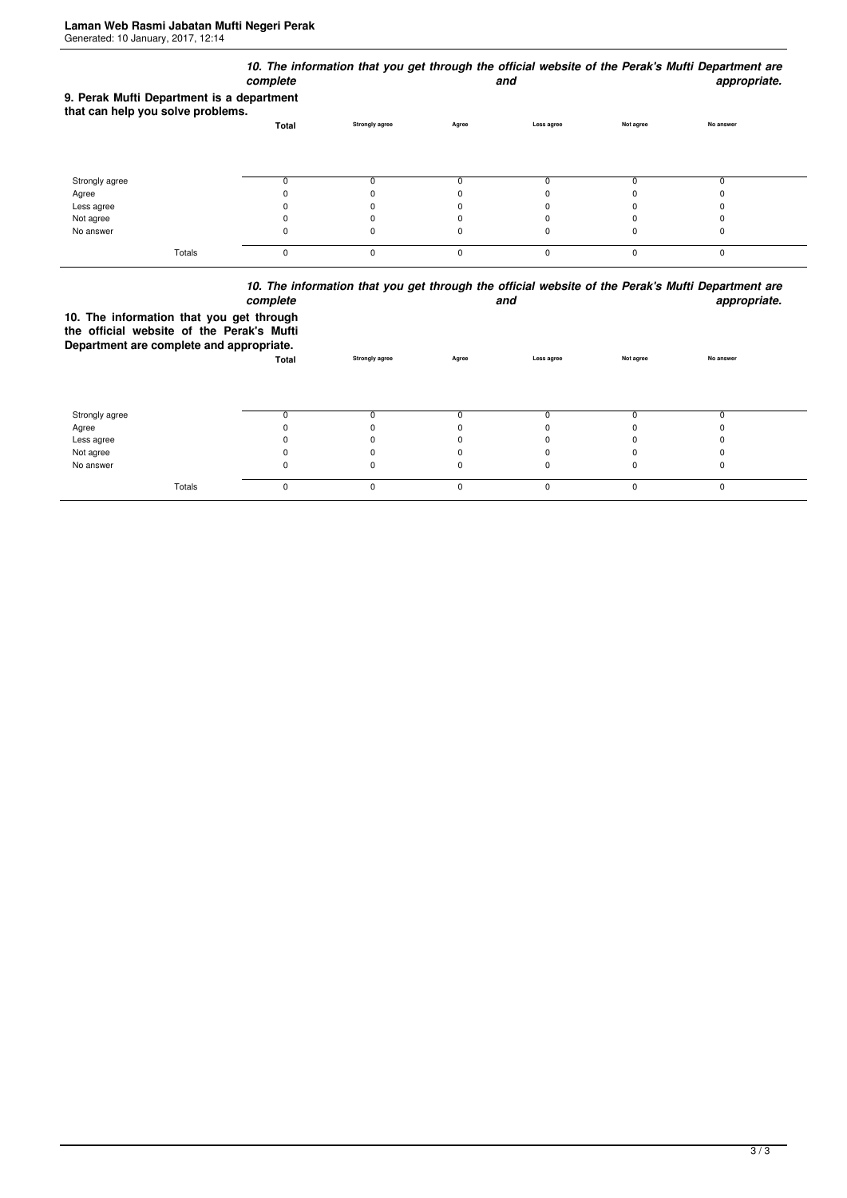**Laman Web Rasmi Jabatan Mufti Negeri Perak**
Generated: 10 January, 2017, 12:14

| **9. Perak Mufti Department is a department that can help you solve problems.** | *10. The information that you get through the official website of the Perak's Mufti Department are complete and appropriate.* | | | | | |
|---|---|---|---|---|---|---|
| | **Total** | **Strongly agree** | **Agree** | **Less agree** | **Not agree** | **No answer** |
| Strongly agree | 0 | 0 | 0 | 0 | 0 | 0 |
| Agree | 0 | 0 | 0 | 0 | 0 | 0 |
| Less agree | 0 | 0 | 0 | 0 | 0 | 0 |
| Not agree | 0 | 0 | 0 | 0 | 0 | 0 |
| No answer | 0 | 0 | 0 | 0 | 0 | 0 |
| Totals | 0 | 0 | 0 | 0 | 0 | 0 |

| **10. The information that you get through the official website of the Perak's Mufti Department are complete and appropriate.** | *10. The information that you get through the official website of the Perak's Mufti Department are complete and appropriate.* | | | | | |
|---|---|---|---|---|---|---|
| | **Total** | **Strongly agree** | **Agree** | **Less agree** | **Not agree** | **No answer** |
| Strongly agree | 0 | 0 | 0 | 0 | 0 | 0 |
| Agree | 0 | 0 | 0 | 0 | 0 | 0 |
| Less agree | 0 | 0 | 0 | 0 | 0 | 0 |
| Not agree | 0 | 0 | 0 | 0 | 0 | 0 |
| No answer | 0 | 0 | 0 | 0 | 0 | 0 |
| Totals | 0 | 0 | 0 | 0 | 0 | 0 |